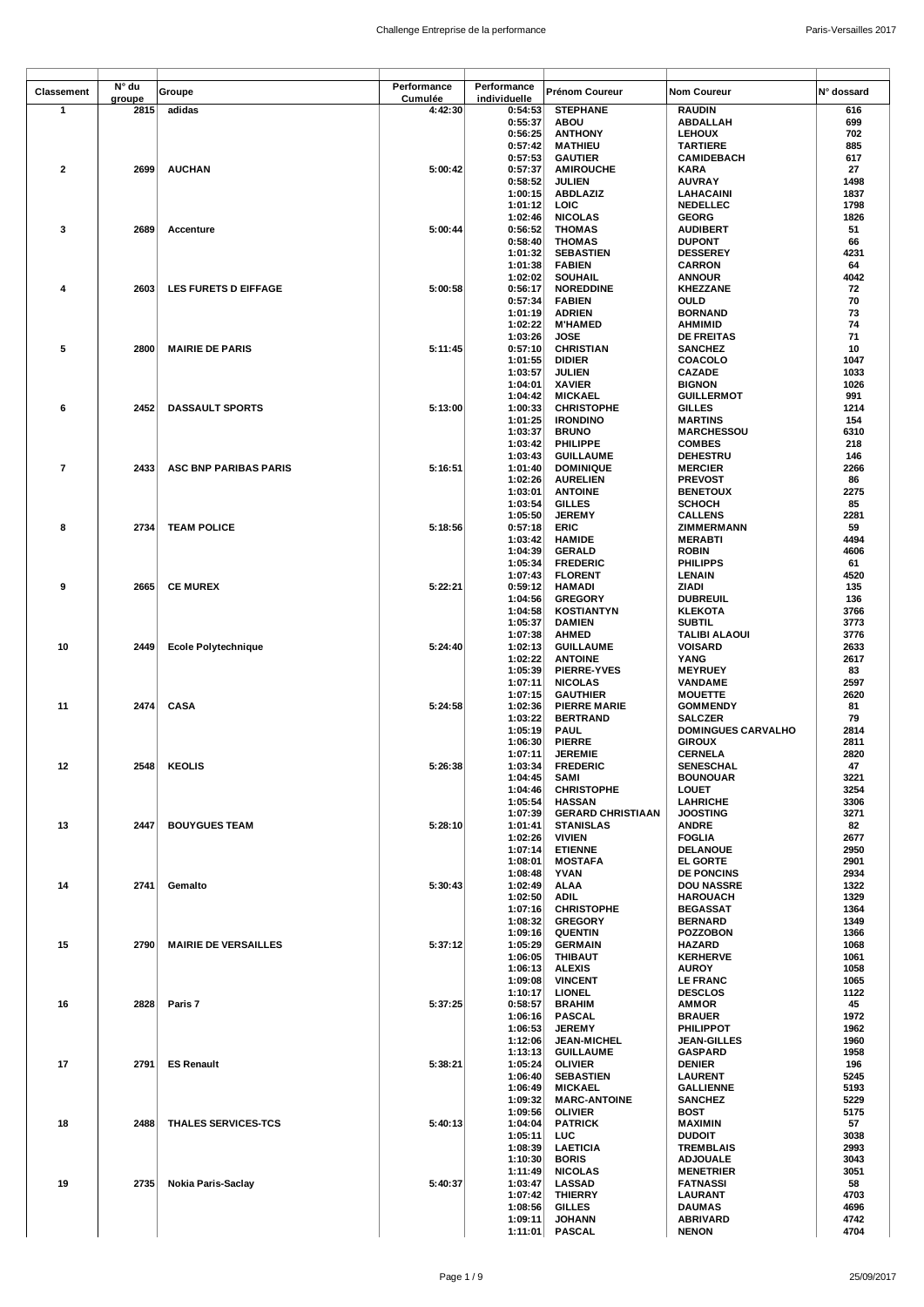| Classement | N° du groupe | Groupe | Performance Cumulée | Performance individuelle | Prénom Coureur | Nom Coureur | N° dossard |
|---|---|---|---|---|---|---|---|
| 1 | 2815 | adidas | 4:42:30 | 0:54:53 | STEPHANE | RAUDIN | 616 |
| | | | | 0:55:37 | ABOU | ABDALLAH | 699 |
| | | | | 0:56:25 | ANTHONY | LEHOUX | 702 |
| | | | | 0:57:42 | MATHIEU | TARTIERE | 885 |
| | | | | 0:57:53 | GAUTIER | CAMIDEBACH | 617 |
| 2 | 2699 | AUCHAN | 5:00:42 | 0:57:37 | AMIROUCHE | KARA | 27 |
| | | | | 0:58:52 | JULIEN | AUVRAY | 1498 |
| | | | | 1:00:15 | ABDLAZIZ | LAHACAINI | 1837 |
| | | | | 1:01:12 | LOIC | NEDELLEC | 1798 |
| | | | | 1:02:46 | NICOLAS | GEORG | 1826 |
| 3 | 2689 | Accenture | 5:00:44 | 0:56:52 | THOMAS | AUDIBERT | 51 |
| | | | | 0:58:40 | THOMAS | DUPONT | 66 |
| | | | | 1:01:32 | SEBASTIEN | DESSEREY | 4231 |
| | | | | 1:01:38 | FABIEN | CARRON | 64 |
| | | | | 1:02:02 | SOUHAIL | ANNOUR | 4042 |
| 4 | 2603 | LES FURETS D EIFFAGE | 5:00:58 | 0:56:17 | NOREDDINE | KHEZZANE | 72 |
| | | | | 0:57:34 | FABIEN | OULD | 70 |
| | | | | 1:01:19 | ADRIEN | BORNAND | 73 |
| | | | | 1:02:22 | M'HAMED | AHMIMID | 74 |
| | | | | 1:03:26 | JOSE | DE FREITAS | 71 |
| 5 | 2800 | MAIRIE DE PARIS | 5:11:45 | 0:57:10 | CHRISTIAN | SANCHEZ | 10 |
| | | | | 1:01:55 | DIDIER | COACOLO | 1047 |
| | | | | 1:03:57 | JULIEN | CAZADE | 1033 |
| | | | | 1:04:01 | XAVIER | BIGNON | 1026 |
| | | | | 1:04:42 | MICKAEL | GUILLERMOT | 991 |
| 6 | 2452 | DASSAULT SPORTS | 5:13:00 | 1:00:33 | CHRISTOPHE | GILLES | 1214 |
| | | | | 1:01:25 | IRONDINO | MARTINS | 154 |
| | | | | 1:03:37 | BRUNO | MARCHESSOU | 6310 |
| | | | | 1:03:42 | PHILIPPE | COMBES | 218 |
| | | | | 1:03:43 | GUILLAUME | DEHESTRU | 146 |
| 7 | 2433 | ASC BNP PARIBAS PARIS | 5:16:51 | 1:01:40 | DOMINIQUE | MERCIER | 2266 |
| | | | | 1:02:26 | AURELIEN | PREVOST | 86 |
| | | | | 1:03:01 | ANTOINE | BENETOUX | 2275 |
| | | | | 1:03:54 | GILLES | SCHOCH | 85 |
| | | | | 1:05:50 | JEREMY | CALLENS | 2281 |
| 8 | 2734 | TEAM POLICE | 5:18:56 | 0:57:18 | ERIC | ZIMMERMANN | 59 |
| | | | | 1:03:42 | HAMIDE | MERABTI | 4494 |
| | | | | 1:04:39 | GERALD | ROBIN | 4606 |
| | | | | 1:05:34 | FREDERIC | PHILIPPS | 61 |
| | | | | 1:07:43 | FLORENT | LENAIN | 4520 |
| 9 | 2665 | CE MUREX | 5:22:21 | 0:59:12 | HAMADI | ZIADI | 135 |
| | | | | 1:04:56 | GREGORY | DUBREUIL | 136 |
| | | | | 1:04:58 | KOSTIANTYN | KLEKOTA | 3766 |
| | | | | 1:05:37 | DAMIEN | SUBTIL | 3773 |
| | | | | 1:07:38 | AHMED | TALIBI ALAOUI | 3776 |
| 10 | 2449 | Ecole Polytechnique | 5:24:40 | 1:02:13 | GUILLAUME | VOISARD | 2633 |
| | | | | 1:02:22 | ANTOINE | YANG | 2617 |
| | | | | 1:05:39 | PIERRE-YVES | MEYRUEY | 83 |
| | | | | 1:07:11 | NICOLAS | VANDAME | 2597 |
| | | | | 1:07:15 | GAUTHIER | MOUETTE | 2620 |
| 11 | 2474 | CASA | 5:24:58 | 1:02:36 | PIERRE MARIE | GOMMENDY | 81 |
| | | | | 1:03:22 | BERTRAND | SALCZER | 79 |
| | | | | 1:05:19 | PAUL | DOMINGUES CARVALHO | 2814 |
| | | | | 1:06:30 | PIERRE | GIROUX | 2811 |
| | | | | 1:07:11 | JEREMIE | CERNELA | 2820 |
| 12 | 2548 | KEOLIS | 5:26:38 | 1:03:34 | FREDERIC | SENESCHAL | 47 |
| | | | | 1:04:45 | SAMI | BOUNOUAR | 3221 |
| | | | | 1:04:46 | CHRISTOPHE | LOUET | 3254 |
| | | | | 1:05:54 | HASSAN | LAHRICHE | 3306 |
| | | | | 1:07:39 | GERARD CHRISTIAAN | JOOSTING | 3271 |
| 13 | 2447 | BOUYGUES TEAM | 5:28:10 | 1:01:41 | STANISLAS | ANDRE | 82 |
| | | | | 1:02:26 | VIVIEN | FOGLIA | 2677 |
| | | | | 1:07:14 | ETIENNE | DELANOUE | 2950 |
| | | | | 1:08:01 | MOSTAFA | EL GORTE | 2901 |
| | | | | 1:08:48 | YVAN | DE PONCINS | 2934 |
| 14 | 2741 | Gemalto | 5:30:43 | 1:02:49 | ALAA | DOU NASSRE | 1322 |
| | | | | 1:02:50 | ADIL | HAROUACH | 1329 |
| | | | | 1:07:16 | CHRISTOPHE | BEGASSAT | 1364 |
| | | | | 1:08:32 | GREGORY | BERNARD | 1349 |
| | | | | 1:09:16 | QUENTIN | POZZOBON | 1366 |
| 15 | 2790 | MAIRIE DE VERSAILLES | 5:37:12 | 1:05:29 | GERMAIN | HAZARD | 1068 |
| | | | | 1:06:05 | THIBAUT | KERHERVE | 1061 |
| | | | | 1:06:13 | ALEXIS | AUROY | 1058 |
| | | | | 1:09:08 | VINCENT | LE FRANC | 1065 |
| | | | | 1:10:17 | LIONEL | DESCLOS | 1122 |
| 16 | 2828 | Paris 7 | 5:37:25 | 0:58:57 | BRAHIM | AMMOR | 45 |
| | | | | 1:06:16 | PASCAL | BRAUER | 1972 |
| | | | | 1:06:53 | JEREMY | PHILIPPOT | 1962 |
| | | | | 1:12:06 | JEAN-MICHEL | JEAN-GILLES | 1960 |
| | | | | 1:13:13 | GUILLAUME | GASPARD | 1958 |
| 17 | 2791 | ES Renault | 5:38:21 | 1:05:24 | OLIVIER | DENIER | 196 |
| | | | | 1:06:40 | SEBASTIEN | LAURENT | 5245 |
| | | | | 1:06:49 | MICKAEL | GALLIENNE | 5193 |
| | | | | 1:09:32 | MARC-ANTOINE | SANCHEZ | 5229 |
| | | | | 1:09:56 | OLIVIER | BOST | 5175 |
| 18 | 2488 | THALES SERVICES-TCS | 5:40:13 | 1:04:04 | PATRICK | MAXIMIN | 57 |
| | | | | 1:05:11 | LUC | DUDOIT | 3038 |
| | | | | 1:08:39 | LAETICIA | TREMBLAIS | 2993 |
| | | | | 1:10:30 | BORIS | ADJOUALE | 3043 |
| | | | | 1:11:49 | NICOLAS | MENETRIER | 3051 |
| 19 | 2735 | Nokia Paris-Saclay | 5:40:37 | 1:03:47 | LASSAD | FATNASSI | 58 |
| | | | | 1:07:42 | THIERRY | LAURANT | 4703 |
| | | | | 1:08:56 | GILLES | DAUMAS | 4696 |
| | | | | 1:09:11 | JOHANN | ABRIVARD | 4742 |
| | | | | 1:11:01 | PASCAL | NENON | 4704 |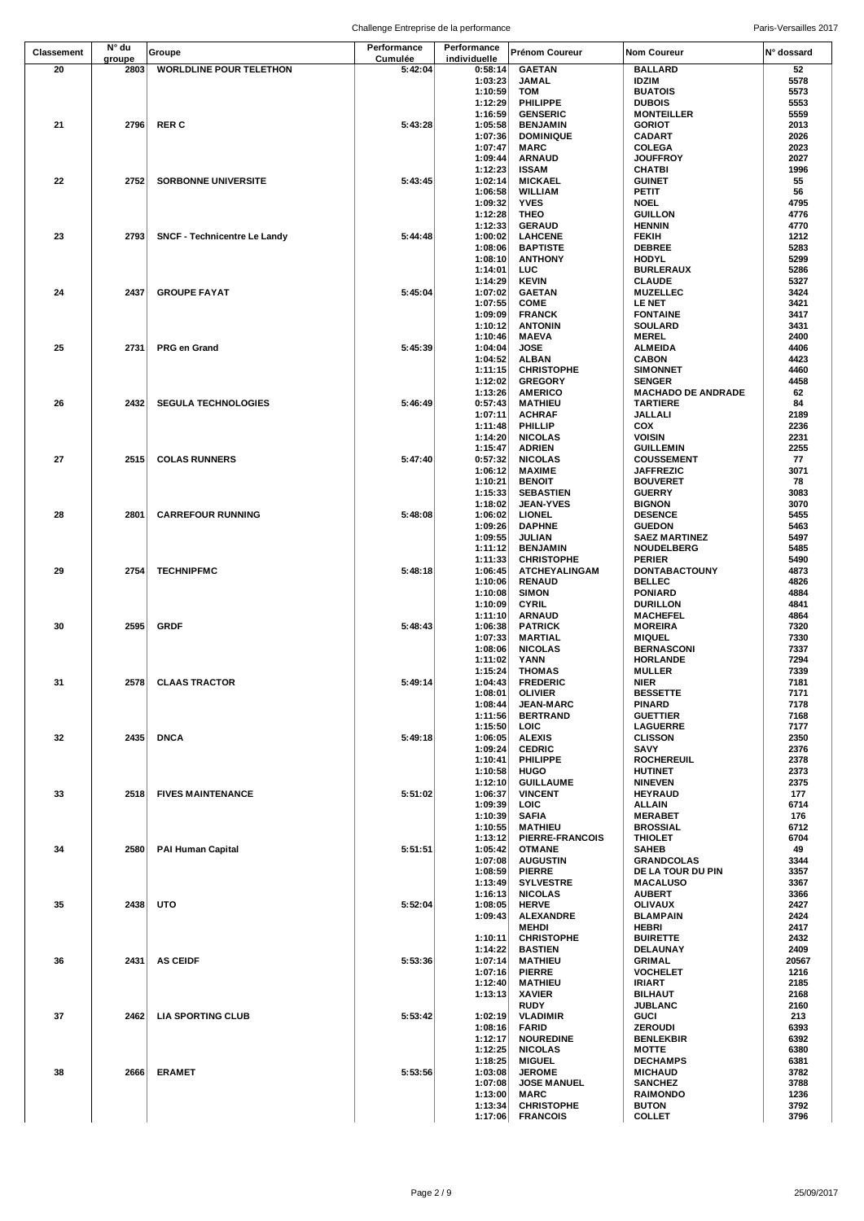| Classement | N° du groupe | Groupe | Performance Cumulée | Performance individuelle | Prénom Coureur | Nom Coureur | N° dossard |
|---|---|---|---|---|---|---|---|
| 20 | 2803 | WORLDLINE POUR TELETHON | 5:42:04 | 0:58:14 | GAETAN | BALLARD | 52 |
| | | | | 1:03:23 | JAMAL | IDZIM | 5578 |
| | | | | 1:10:59 | TOM | BUATOIS | 5573 |
| | | | | 1:12:29 | PHILIPPE | DUBOIS | 5553 |
| | | | | 1:16:59 | GENSERIC | MONTEILLER | 5559 |
| 21 | 2796 | RER C | 5:43:28 | 1:05:58 | BENJAMIN | GORIOT | 2013 |
| | | | | 1:07:36 | DOMINIQUE | CADART | 2026 |
| | | | | 1:07:47 | MARC | COLEGA | 2023 |
| | | | | 1:09:44 | ARNAUD | JOUFFROY | 2027 |
| | | | | 1:12:23 | ISSAM | CHATBI | 1996 |
| 22 | 2752 | SORBONNE UNIVERSITE | 5:43:45 | 1:02:14 | MICKAEL | GUINET | 55 |
| | | | | 1:06:58 | WILLIAM | PETIT | 56 |
| | | | | 1:09:32 | YVES | NOEL | 4795 |
| | | | | 1:12:28 | THEO | GUILLON | 4776 |
| | | | | 1:12:33 | GERAUD | HENNIN | 4770 |
| 23 | 2793 | SNCF - Technicentre Le Landy | 5:44:48 | 1:00:02 | LAHCENE | FEKIH | 1212 |
| | | | | 1:08:06 | BAPTISTE | DEBREE | 5283 |
| | | | | 1:08:10 | ANTHONY | HODYL | 5299 |
| | | | | 1:14:01 | LUC | BURLERAUX | 5286 |
| | | | | 1:14:29 | KEVIN | CLAUDE | 5327 |
| 24 | 2437 | GROUPE FAYAT | 5:45:04 | 1:07:02 | GAETAN | MUZELLEC | 3424 |
| | | | | 1:07:55 | COME | LE NET | 3421 |
| | | | | 1:09:09 | FRANCK | FONTAINE | 3417 |
| | | | | 1:10:12 | ANTONIN | SOULARD | 3431 |
| | | | | 1:10:46 | MAEVA | MEREL | 2400 |
| 25 | 2731 | PRG en Grand | 5:45:39 | 1:04:04 | JOSE | ALMEIDA | 4406 |
| | | | | 1:04:52 | ALBAN | CABON | 4423 |
| | | | | 1:11:15 | CHRISTOPHE | SIMONNET | 4460 |
| | | | | 1:12:02 | GREGORY | SENGER | 4458 |
| | | | | 1:13:26 | AMERICO | MACHADO DE ANDRADE | 62 |
| 26 | 2432 | SEGULA TECHNOLOGIES | 5:46:49 | 0:57:43 | MATHIEU | TARTIERE | 84 |
| | | | | 1:07:11 | ACHRAF | JALLALI | 2189 |
| | | | | 1:11:48 | PHILLIP | COX | 2236 |
| | | | | 1:14:20 | NICOLAS | VOISIN | 2231 |
| | | | | 1:15:47 | ADRIEN | GUILLEMIN | 2255 |
| 27 | 2515 | COLAS RUNNERS | 5:47:40 | 0:57:32 | NICOLAS | COUSSEMENT | 77 |
| | | | | 1:06:12 | MAXIME | JAFFREZIC | 3071 |
| | | | | 1:10:21 | BENOIT | BOUVERET | 78 |
| | | | | 1:15:33 | SEBASTIEN | GUERRY | 3083 |
| | | | | 1:18:02 | JEAN-YVES | BIGNON | 3070 |
| 28 | 2801 | CARREFOUR RUNNING | 5:48:08 | 1:06:02 | LIONEL | DESENCE | 5455 |
| | | | | 1:09:26 | DAPHNE | GUEDON | 5463 |
| | | | | 1:09:55 | JULIAN | SAEZ MARTINEZ | 5497 |
| | | | | 1:11:12 | BENJAMIN | NOUDELBERG | 5485 |
| | | | | 1:11:33 | CHRISTOPHE | PERIER | 5490 |
| 29 | 2754 | TECHNIPFMC | 5:48:18 | 1:06:45 | ATCHEYALINGAM | DONTABACTOUNY | 4873 |
| | | | | 1:10:06 | RENAUD | BELLEC | 4826 |
| | | | | 1:10:08 | SIMON | PONIARD | 4884 |
| | | | | 1:10:09 | CYRIL | DURILLON | 4841 |
| | | | | 1:11:10 | ARNAUD | MACHEFEL | 4864 |
| 30 | 2595 | GRDF | 5:48:43 | 1:06:38 | PATRICK | MOREIRA | 7320 |
| | | | | 1:07:33 | MARTIAL | MIQUEL | 7330 |
| | | | | 1:08:06 | NICOLAS | BERNASCONI | 7337 |
| | | | | 1:11:02 | YANN | HORLANDE | 7294 |
| | | | | 1:15:24 | THOMAS | MULLER | 7339 |
| 31 | 2578 | CLAAS TRACTOR | 5:49:14 | 1:04:43 | FREDERIC | NIER | 7181 |
| | | | | 1:08:01 | OLIVIER | BESSETTE | 7171 |
| | | | | 1:08:44 | JEAN-MARC | PINARD | 7178 |
| | | | | 1:11:56 | BERTRAND | GUETTIER | 7168 |
| | | | | 1:15:50 | LOIC | LAGUERRE | 7177 |
| 32 | 2435 | DNCA | 5:49:18 | 1:06:05 | ALEXIS | CLISSON | 2350 |
| | | | | 1:09:24 | CEDRIC | SAVY | 2376 |
| | | | | 1:10:41 | PHILIPPE | ROCHEREUIL | 2378 |
| | | | | 1:10:58 | HUGO | HUTINET | 2373 |
| | | | | 1:12:10 | GUILLAUME | NINEVEN | 2375 |
| 33 | 2518 | FIVES MAINTENANCE | 5:51:02 | 1:06:37 | VINCENT | HEYRAUD | 177 |
| | | | | 1:09:39 | LOIC | ALLAIN | 6714 |
| | | | | 1:10:39 | SAFIA | MERABET | 176 |
| | | | | 1:10:55 | MATHIEU | BROSSIAL | 6712 |
| | | | | 1:13:12 | PIERRE-FRANCOIS | THIOLET | 6704 |
| 34 | 2580 | PAI Human Capital | 5:51:51 | 1:05:42 | OTMANE | SAHEB | 49 |
| | | | | 1:07:08 | AUGUSTIN | GRANDCOLAS | 3344 |
| | | | | 1:08:59 | PIERRE | DE LA TOUR DU PIN | 3357 |
| | | | | 1:13:49 | SYLVESTRE | MACALUSO | 3367 |
| | | | | 1:16:13 | NICOLAS | AUBERT | 3366 |
| 35 | 2438 | UTO | 5:52:04 | 1:08:05 | HERVE | OLIVAUX | 2427 |
| | | | | 1:09:43 | ALEXANDRE | BLAMPAIN | 2424 |
| | | | | | MEHDI | HEBRI | 2417 |
| | | | | 1:10:11 | CHRISTOPHE | BUIRETTE | 2432 |
| | | | | 1:14:22 | BASTIEN | DELAUNAY | 2409 |
| 36 | 2431 | AS CEIDF | 5:53:36 | 1:07:14 | MATHIEU | GRIMAL | 20567 |
| | | | | 1:07:16 | PIERRE | VOCHELET | 1216 |
| | | | | 1:12:40 | MATHIEU | IRIART | 2185 |
| | | | | 1:13:13 | XAVIER | BILHAUT | 2168 |
| | | | | | RUDY | JUBLANC | 2160 |
| 37 | 2462 | LIA SPORTING CLUB | 5:53:42 | 1:02:19 | VLADIMIR | GUCI | 213 |
| | | | | 1:08:16 | FARID | ZEROUDI | 6393 |
| | | | | 1:12:17 | NOUREDINE | BENLEKBIR | 6392 |
| | | | | 1:12:25 | NICOLAS | MOTTE | 6380 |
| | | | | 1:18:25 | MIGUEL | DECHAMPS | 6381 |
| 38 | 2666 | ERAMET | 5:53:56 | 1:03:08 | JEROME | MICHAUD | 3782 |
| | | | | 1:07:08 | JOSE MANUEL | SANCHEZ | 3788 |
| | | | | 1:13:00 | MARC | RAIMONDO | 1236 |
| | | | | 1:13:34 | CHRISTOPHE | BUTON | 3792 |
| | | | | 1:17:06 | FRANCOIS | COLLET | 3796 |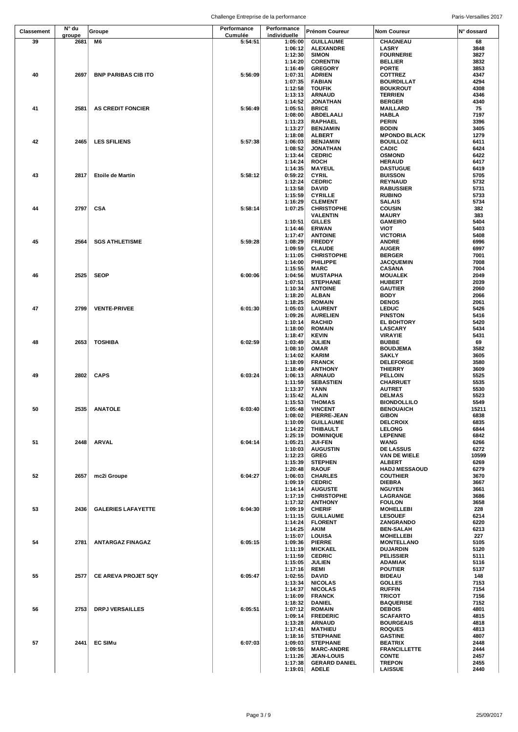| Classement | N° du groupe | Groupe | Performance Cumulée | Performance individuelle | Prénom Coureur | Nom Coureur | N° dossard |
|---|---|---|---|---|---|---|---|
| 39 | 2681 | M6 | 5:54:51 | 1:05:00 | GUILLAUME | CHAGNEAU | 68 |
| | | | | 1:06:12 | ALEXANDRE | LASRY | 3848 |
| | | | | 1:12:30 | SIMON | FOURNERIE | 3827 |
| | | | | 1:14:20 | CORENTIN | BELLIER | 3832 |
| | | | | 1:16:49 | GREGORY | PORTE | 3853 |
| 40 | 2697 | BNP PARIBAS CIB ITO | 5:56:09 | 1:07:31 | ADRIEN | COTTREZ | 4347 |
| | | | | 1:07:35 | FABIAN | BOURDILLAT | 4294 |
| | | | | 1:12:58 | TOUFIK | BOUKROUT | 4308 |
| | | | | 1:13:13 | ARNAUD | TERRIEN | 4346 |
| | | | | 1:14:52 | JONATHAN | BERGER | 4340 |
| 41 | 2581 | AS CREDIT FONCIER | 5:56:49 | 1:05:51 | BRICE | MAILLARD | 75 |
| | | | | 1:08:00 | ABDELAALI | HABLA | 7197 |
| | | | | 1:11:23 | RAPHAEL | PERIN | 3396 |
| | | | | 1:13:27 | BENJAMIN | BODIN | 3405 |
| | | | | 1:18:08 | ALBERT | MPONDO BLACK | 1279 |
| 42 | 2465 | LES SFILIENS | 5:57:38 | 1:06:03 | BENJAMIN | BOUILLOZ | 6411 |
| | | | | 1:08:52 | JONATHAN | CADIC | 6424 |
| | | | | 1:13:44 | CEDRIC | OSMOND | 6422 |
| | | | | 1:14:24 | ROCH | HERAUD | 6417 |
| | | | | 1:14:35 | MAYEUL | DASTUGUE | 6419 |
| 43 | 2817 | Etoile de Martin | 5:58:12 | 0:59:22 | CYRIL | BUISSON | 5705 |
| | | | | 1:12:24 | CEDRIC | REYNAUD | 5732 |
| | | | | 1:13:58 | DAVID | RABUSSIER | 5731 |
| | | | | 1:15:59 | CYRILLE | RUBINO | 5733 |
| | | | | 1:16:29 | CLEMENT | SALAIS | 5734 |
| 44 | 2797 | CSA | 5:58:14 | 1:07:25 | CHRISTOPHE | COUSIN | 382 |
| | | | | | VALENTIN | MAURY | 383 |
| | | | | 1:10:51 | GILLES | GAMEIRO | 5404 |
| | | | | 1:14:46 | ERWAN | VIOT | 5403 |
| | | | | 1:17:47 | ANTOINE | VICTORIA | 5408 |
| 45 | 2564 | SGS ATHLETISME | 5:59:28 | 1:08:29 | FREDDY | ANDRE | 6996 |
| | | | | 1:09:59 | CLAUDE | AUGER | 6997 |
| | | | | 1:11:05 | CHRISTOPHE | BERGER | 7001 |
| | | | | 1:14:00 | PHILIPPE | JACQUEMIN | 7008 |
| | | | | 1:15:55 | MARC | CASANA | 7004 |
| 46 | 2525 | SEOP | 6:00:06 | 1:04:56 | MUSTAPHA | MOUALEK | 2049 |
| | | | | 1:07:51 | STEPHANE | HUBERT | 2039 |
| | | | | 1:10:34 | ANTOINE | GAUTIER | 2060 |
| | | | | 1:18:20 | ALBAN | BODY | 2066 |
| | | | | 1:18:25 | ROMAIN | DENOS | 2061 |
| 47 | 2799 | VENTE-PRIVEE | 6:01:30 | 1:05:03 | LAURENT | LEDUC | 5426 |
| | | | | 1:09:26 | AURELIEN | PINSTON | 5416 |
| | | | | 1:10:14 | RACHID | EL BOHTORY | 5420 |
| | | | | 1:18:00 | ROMAIN | LASCARY | 5434 |
| | | | | 1:18:47 | KEVIN | VIRAYIE | 5431 |
| 48 | 2653 | TOSHIBA | 6:02:59 | 1:03:49 | JULIEN | BUBBE | 69 |
| | | | | 1:08:10 | OMAR | BOUDJEMA | 3582 |
| | | | | 1:14:02 | KARIM | SAKLY | 3605 |
| | | | | 1:18:09 | FRANCK | DELEFORGE | 3580 |
| | | | | 1:18:49 | ANTHONY | THIERRY | 3609 |
| 49 | 2802 | CAPS | 6:03:24 | 1:06:13 | ARNAUD | PELLOIN | 5525 |
| | | | | 1:11:59 | SEBASTIEN | CHARRUET | 5535 |
| | | | | 1:13:37 | YANN | AUTRET | 5530 |
| | | | | 1:15:42 | ALAIN | DELMAS | 5523 |
| | | | | 1:15:53 | THOMAS | BIONDOLLILO | 5549 |
| 50 | 2535 | ANATOLE | 6:03:40 | 1:05:48 | VINCENT | BENOUAICH | 15211 |
| | | | | 1:08:02 | PIERRE-JEAN | GIBON | 6838 |
| | | | | 1:10:09 | GUILLAUME | DELCROIX | 6835 |
| | | | | 1:14:22 | THIBAULT | LELONG | 6844 |
| | | | | 1:25:19 | DOMINIQUE | LEPENNE | 6842 |
| 51 | 2448 | ARVAL | 6:04:14 | 1:05:21 | JUI-FEN | WANG | 6266 |
| | | | | 1:10:03 | AUGUSTIN | DE LASSUS | 6272 |
| | | | | 1:12:23 | GREG | VAN DE WIELE | 10599 |
| | | | | 1:15:39 | STEPHEN | ALBERT | 6269 |
| | | | | 1:20:48 | RAOUF | HADJ MESSAOUD | 6279 |
| 52 | 2657 | mc2i Groupe | 6:04:27 | 1:06:03 | CHARLES | COUTHIER | 3670 |
| | | | | 1:09:19 | CEDRIC | DIEBRA | 3667 |
| | | | | 1:14:14 | AUGUSTE | NGUYEN | 3661 |
| | | | | 1:17:19 | CHRISTOPHE | LAGRANGE | 3686 |
| | | | | 1:17:32 | ANTHONY | FOULON | 3658 |
| 53 | 2436 | GALERIES LAFAYETTE | 6:04:30 | 1:09:19 | CHERIF | MOHELLEBI | 228 |
| | | | | 1:11:15 | GUILLAUME | LESOUEF | 6214 |
| | | | | 1:14:24 | FLORENT | ZANGRANDO | 6220 |
| | | | | 1:14:25 | AKIM | BEN-SALAH | 6213 |
| | | | | 1:15:07 | LOUISA | MOHELLEBI | 227 |
| 54 | 2781 | ANTARGAZ FINAGAZ | 6:05:15 | 1:09:36 | PIERRE | MONTELLANO | 5105 |
| | | | | 1:11:19 | MICKAEL | DUJARDIN | 5120 |
| | | | | 1:11:59 | CEDRIC | PELISSIER | 5111 |
| | | | | 1:15:05 | JULIEN | ADAMIAK | 5116 |
| | | | | 1:17:16 | REMI | POUTIER | 5137 |
| 55 | 2577 | CE AREVA PROJET SQY | 6:05:47 | 1:02:55 | DAVID | BIDEAU | 148 |
| | | | | 1:13:34 | NICOLAS | GOLLES | 7153 |
| | | | | 1:14:37 | NICOLAS | RUFFIN | 7154 |
| | | | | 1:16:09 | FRANCK | TRICOT | 7156 |
| | | | | 1:18:32 | DANIEL | BAQUERISE | 7152 |
| 56 | 2753 | DRPJ VERSAILLES | 6:05:51 | 1:07:12 | ROMAIN | DEBOIS | 4801 |
| | | | | 1:09:14 | FREDERIC | SCAFARTO | 4815 |
| | | | | 1:13:28 | ARNAUD | BOURGEAIS | 4818 |
| | | | | 1:17:41 | MATHIEU | ROQUES | 4813 |
| | | | | 1:18:16 | STEPHANE | GASTINE | 4807 |
| 57 | 2441 | EC SIMu | 6:07:03 | 1:09:03 | STEPHANE | BEATRIX | 2448 |
| | | | | 1:09:55 | MARC-ANDRE | FRANCILLETTE | 2444 |
| | | | | 1:11:26 | JEAN-LOUIS | CONTE | 2457 |
| | | | | 1:17:38 | GERARD DANIEL | TREPON | 2455 |
| | | | | 1:19:01 | ADELE | LAISSUE | 2440 |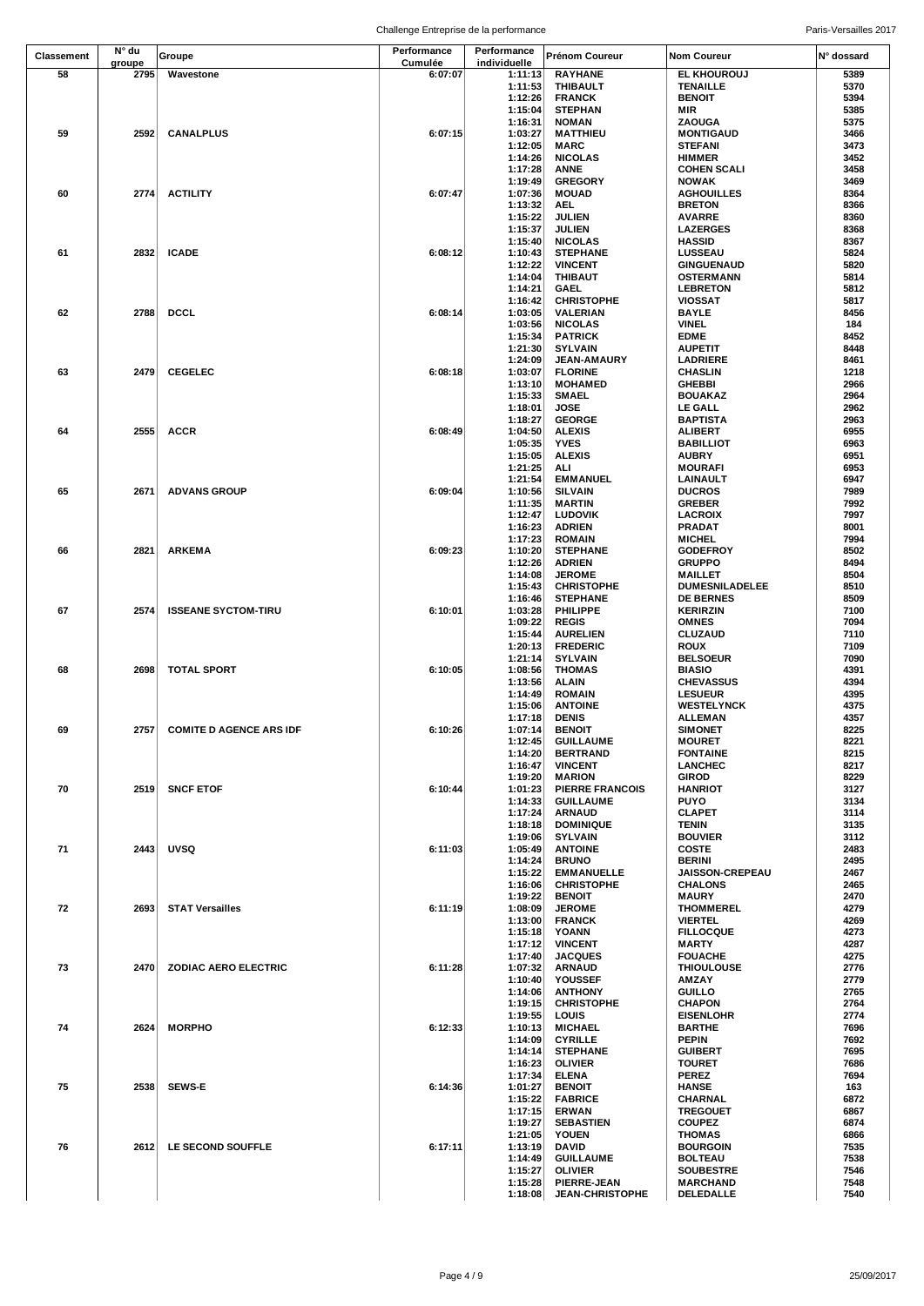| Classement | N° du groupe | Groupe | Performance Cumulée | Performance individuelle | Prénom Coureur | Nom Coureur | N° dossard |
|---|---|---|---|---|---|---|---|
| 58 | 2795 | Wavestone | 6:07:07 | 1:11:13 | RAYHANE | EL KHOUROUJ | 5389 |
| | | | | 1:11:53 | THIBAULT | TENAILLE | 5370 |
| | | | | 1:12:26 | FRANCK | BENOIT | 5394 |
| | | | | 1:15:04 | STEPHAN | MIR | 5385 |
| | | | | 1:16:31 | NOMAN | ZAOUGA | 5375 |
| 59 | 2592 | CANALPLUS | 6:07:15 | 1:03:27 | MATTHIEU | MONTIGAUD | 3466 |
| | | | | 1:12:05 | MARC | STEFANI | 3473 |
| | | | | 1:14:26 | NICOLAS | HIMMER | 3452 |
| | | | | 1:17:28 | ANNE | COHEN SCALI | 3458 |
| | | | | 1:19:49 | GREGORY | NOWAK | 3469 |
| 60 | 2774 | ACTILITY | 6:07:47 | 1:07:36 | MOUAD | AGHOUILLES | 8364 |
| | | | | 1:13:32 | AEL | BRETON | 8366 |
| | | | | 1:15:22 | JULIEN | AVARRE | 8360 |
| | | | | 1:15:37 | JULIEN | LAZERGES | 8368 |
| | | | | 1:15:40 | NICOLAS | HASSID | 8367 |
| 61 | 2832 | ICADE | 6:08:12 | 1:10:43 | STEPHANE | LUSSEAU | 5824 |
| | | | | 1:12:22 | VINCENT | GINGUENAUD | 5820 |
| | | | | 1:14:04 | THIBAUT | OSTERMANN | 5814 |
| | | | | 1:14:21 | GAEL | LEBRETON | 5812 |
| | | | | 1:16:42 | CHRISTOPHE | VIOSSAT | 5817 |
| 62 | 2788 | DCCL | 6:08:14 | 1:03:05 | VALERIAN | BAYLE | 8456 |
| | | | | 1:03:56 | NICOLAS | VINEL | 184 |
| | | | | 1:15:34 | PATRICK | EDME | 8452 |
| | | | | 1:21:30 | SYLVAIN | AUPETIT | 8448 |
| | | | | 1:24:09 | JEAN-AMAURY | LADRIERE | 8461 |
| 63 | 2479 | CEGELEC | 6:08:18 | 1:03:07 | FLORINE | CHASLIN | 1218 |
| | | | | 1:13:10 | MOHAMED | GHEBBI | 2966 |
| | | | | 1:15:33 | SMAEL | BOUAKAZ | 2964 |
| | | | | 1:18:01 | JOSE | LE GALL | 2962 |
| | | | | 1:18:27 | GEORGE | BAPTISTA | 2963 |
| 64 | 2555 | ACCR | 6:08:49 | 1:04:50 | ALEXIS | ALIBERT | 6955 |
| | | | | 1:05:35 | YVES | BABILLIOT | 6963 |
| | | | | 1:15:05 | ALEXIS | AUBRY | 6951 |
| | | | | 1:21:25 | ALI | MOURAFI | 6953 |
| | | | | 1:21:54 | EMMANUEL | LAINAULT | 6947 |
| 65 | 2671 | ADVANS GROUP | 6:09:04 | 1:10:56 | SILVAIN | DUCROS | 7989 |
| | | | | 1:11:35 | MARTIN | GREBER | 7992 |
| | | | | 1:12:47 | LUDOVIK | LACROIX | 7997 |
| | | | | 1:16:23 | ADRIEN | PRADAT | 8001 |
| | | | | 1:17:23 | ROMAIN | MICHEL | 7994 |
| 66 | 2821 | ARKEMA | 6:09:23 | 1:10:20 | STEPHANE | GODEFROY | 8502 |
| | | | | 1:12:26 | ADRIEN | GRUPPO | 8494 |
| | | | | 1:14:08 | JEROME | MAILLET | 8504 |
| | | | | 1:15:43 | CHRISTOPHE | DUMESNILADELEE | 8510 |
| | | | | 1:16:46 | STEPHANE | DE BERNES | 8509 |
| 67 | 2574 | ISSEANE SYCTOM-TIRU | 6:10:01 | 1:03:28 | PHILIPPE | KERIRZIN | 7100 |
| | | | | 1:09:22 | REGIS | OMNES | 7094 |
| | | | | 1:15:44 | AURELIEN | CLUZAUD | 7110 |
| | | | | 1:20:13 | FREDERIC | ROUX | 7109 |
| | | | | 1:21:14 | SYLVAIN | BELSOEUR | 7090 |
| 68 | 2698 | TOTAL SPORT | 6:10:05 | 1:08:56 | THOMAS | BIASIO | 4391 |
| | | | | 1:13:56 | ALAIN | CHEVASSUS | 4394 |
| | | | | 1:14:49 | ROMAIN | LESUEUR | 4395 |
| | | | | 1:15:06 | ANTOINE | WESTELYNCK | 4375 |
| | | | | 1:17:18 | DENIS | ALLEMAN | 4357 |
| 69 | 2757 | COMITE D AGENCE ARS IDF | 6:10:26 | 1:07:14 | BENOIT | SIMONET | 8225 |
| | | | | 1:12:45 | GUILLAUME | MOURET | 8221 |
| | | | | 1:14:20 | BERTRAND | FONTAINE | 8215 |
| | | | | 1:16:47 | VINCENT | LANCHEC | 8217 |
| | | | | 1:19:20 | MARION | GIROD | 8229 |
| 70 | 2519 | SNCF ETOF | 6:10:44 | 1:01:23 | PIERRE FRANCOIS | HANRIOT | 3127 |
| | | | | 1:14:33 | GUILLAUME | PUYO | 3134 |
| | | | | 1:17:24 | ARNAUD | CLAPET | 3114 |
| | | | | 1:18:18 | DOMINIQUE | TENIN | 3135 |
| | | | | 1:19:06 | SYLVAIN | BOUVIER | 3112 |
| 71 | 2443 | UVSQ | 6:11:03 | 1:05:49 | ANTOINE | COSTE | 2483 |
| | | | | 1:14:24 | BRUNO | BERINI | 2495 |
| | | | | 1:15:22 | EMMANUELLE | JAISSON-CREPEAU | 2467 |
| | | | | 1:16:06 | CHRISTOPHE | CHALONS | 2465 |
| | | | | 1:19:22 | BENOIT | MAURY | 2470 |
| 72 | 2693 | STAT Versailles | 6:11:19 | 1:08:09 | JEROME | THOMMEREL | 4279 |
| | | | | 1:13:00 | FRANCK | VIERTEL | 4269 |
| | | | | 1:15:18 | YOANN | FILLOCQUE | 4273 |
| | | | | 1:17:12 | VINCENT | MARTY | 4287 |
| | | | | 1:17:40 | JACQUES | FOUACHE | 4275 |
| 73 | 2470 | ZODIAC AERO ELECTRIC | 6:11:28 | 1:07:32 | ARNAUD | THIOULOUSE | 2776 |
| | | | | 1:10:40 | YOUSSEF | AMZAY | 2779 |
| | | | | 1:14:06 | ANTHONY | GUILLO | 2765 |
| | | | | 1:19:15 | CHRISTOPHE | CHAPON | 2764 |
| | | | | 1:19:55 | LOUIS | EISENLOHR | 2774 |
| 74 | 2624 | MORPHO | 6:12:33 | 1:10:13 | MICHAEL | BARTHE | 7696 |
| | | | | 1:14:09 | CYRILLE | PEPIN | 7692 |
| | | | | 1:14:14 | STEPHANE | GUIBERT | 7695 |
| | | | | 1:16:23 | OLIVIER | TOURET | 7686 |
| | | | | 1:17:34 | ELENA | PEREZ | 7694 |
| 75 | 2538 | SEWS-E | 6:14:36 | 1:01:27 | BENOIT | HANSE | 163 |
| | | | | 1:15:22 | FABRICE | CHARNAL | 6872 |
| | | | | 1:17:15 | ERWAN | TREGOUET | 6867 |
| | | | | 1:19:27 | SEBASTIEN | COUPEZ | 6874 |
| | | | | 1:21:05 | YOUEN | THOMAS | 6866 |
| 76 | 2612 | LE SECOND SOUFFLE | 6:17:11 | 1:13:19 | DAVID | BOURGOIN | 7535 |
| | | | | 1:14:49 | GUILLAUME | BOLTEAU | 7538 |
| | | | | 1:15:27 | OLIVIER | SOUBESTRE | 7546 |
| | | | | 1:15:28 | PIERRE-JEAN | MARCHAND | 7548 |
| | | | | 1:18:08 | JEAN-CHRISTOPHE | DELEDALLE | 7540 |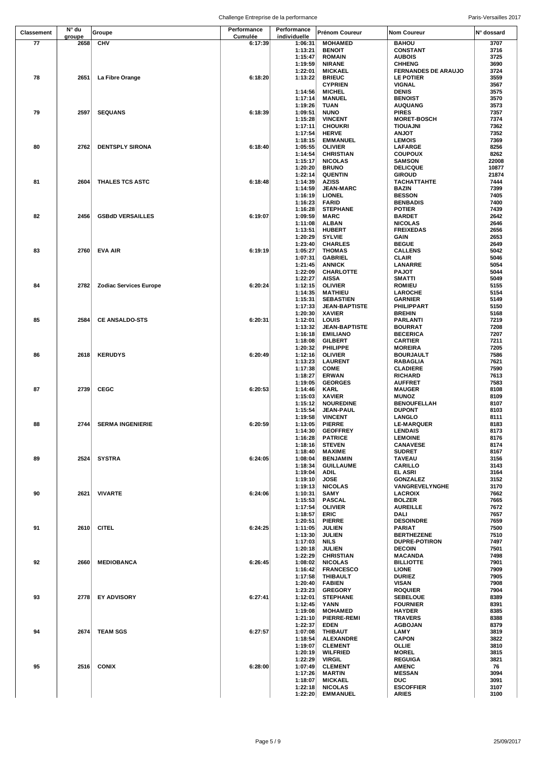| Classement | N° du groupe | Groupe | Performance Cumulée | Performance individuelle | Prénom Coureur | Nom Coureur | N° dossard |
|---|---|---|---|---|---|---|---|
| 77 | 2658 | CHV | 6:17:39 | 1:06:31 | MOHAMED | BAHOU | 3707 |
| | | | | 1:13:21 | BENOIT | CONSTANT | 3716 |
| | | | | 1:15:47 | ROMAIN | AUBOIS | 3725 |
| | | | | 1:19:59 | NIRANE | CHHENG | 3690 |
| | | | | 1:22:01 | MICKAEL | FERNANDES DE ARAUJO | 3724 |
| 78 | 2651 | La Fibre Orange | 6:18:20 | 1:13:22 | BRIEUC | LE POTIER | 3559 |
| | | | | | CYPRIEN | VIGNAL | 3567 |
| | | | | 1:14:56 | MICHEL | DENIS | 3575 |
| | | | | 1:17:14 | MANUEL | BENOIST | 3570 |
| | | | | 1:19:26 | TUAN | AUQUANG | 3573 |
| 79 | 2597 | SEQUANS | 6:18:39 | 1:09:51 | NUNO | PIRES | 7357 |
| | | | | 1:15:28 | VINCENT | MORET-BOSCH | 7374 |
| | | | | 1:17:11 | CHOUKRI | TIOUAJNI | 7362 |
| | | | | 1:17:54 | HERVE | ANJOT | 7352 |
| | | | | 1:18:15 | EMMANUEL | LEMOIS | 7369 |
| 80 | 2762 | DENTSPLY SIRONA | 6:18:40 | 1:05:55 | OLIVIER | LAFARGE | 8256 |
| | | | | 1:14:54 | CHRISTIAN | COUPOUX | 8262 |
| | | | | 1:15:17 | NICOLAS | SAMSON | 22008 |
| | | | | 1:20:20 | BRUNO | DELICQUE | 10877 |
| | | | | 1:22:14 | QUENTIN | GIROUD | 21874 |
| 81 | 2604 | THALES TCS ASTC | 6:18:48 | 1:14:39 | AZISS | TACHATTAHTE | 7444 |
| | | | | 1:14:59 | JEAN-MARC | BAZIN | 7399 |
| | | | | 1:16:19 | LIONEL | BESSON | 7405 |
| | | | | 1:16:23 | FARID | BENBADIS | 7400 |
| | | | | 1:16:28 | STEPHANE | POTIER | 7439 |
| 82 | 2456 | GSBdD VERSAILLES | 6:19:07 | 1:09:59 | MARC | BARDET | 2642 |
| | | | | 1:11:08 | ALBAN | NICOLAS | 2646 |
| | | | | 1:13:51 | HUBERT | FREIXEDAS | 2656 |
| | | | | 1:20:29 | SYLVIE | GAIN | 2653 |
| | | | | 1:23:40 | CHARLES | BEGUE | 2649 |
| 83 | 2760 | EVA AIR | 6:19:19 | 1:05:27 | THOMAS | CALLENS | 5042 |
| | | | | 1:07:31 | GABRIEL | CLAIR | 5046 |
| | | | | 1:21:45 | ANNICK | LANARRE | 5054 |
| | | | | 1:22:09 | CHARLOTTE | PAJOT | 5044 |
| | | | | 1:22:27 | AISSA | SMATTI | 5049 |
| 84 | 2782 | Zodiac Services Europe | 6:20:24 | 1:12:15 | OLIVIER | ROMIEU | 5155 |
| | | | | 1:14:35 | MATHIEU | LAROCHE | 5154 |
| | | | | 1:15:31 | SEBASTIEN | GARNIER | 5149 |
| | | | | 1:17:33 | JEAN-BAPTISTE | PHILIPPART | 5150 |
| | | | | 1:20:30 | XAVIER | BREHIN | 5168 |
| 85 | 2584 | CE ANSALDO-STS | 6:20:31 | 1:12:01 | LOUIS | PARLANTI | 7219 |
| | | | | 1:13:32 | JEAN-BAPTISTE | BOURRAT | 7208 |
| | | | | 1:16:18 | EMILIANO | BECERICA | 7207 |
| | | | | 1:18:08 | GILBERT | CARTIER | 7211 |
| | | | | 1:20:32 | PHILIPPE | MOREIRA | 7205 |
| 86 | 2618 | KERUDYS | 6:20:49 | 1:12:16 | OLIVIER | BOURJAULT | 7586 |
| | | | | 1:13:23 | LAURENT | RABAGLIA | 7621 |
| | | | | 1:17:38 | COME | CLADIERE | 7590 |
| | | | | 1:18:27 | ERWAN | RICHARD | 7613 |
| | | | | 1:19:05 | GEORGES | AUFFRET | 7583 |
| 87 | 2739 | CEGC | 6:20:53 | 1:14:46 | KARL | MAUGER | 8108 |
| | | | | 1:15:03 | XAVIER | MUNOZ | 8109 |
| | | | | 1:15:12 | NOUREDINE | BENOUFELLAH | 8107 |
| | | | | 1:15:54 | JEAN-PAUL | DUPONT | 8103 |
| | | | | 1:19:58 | VINCENT | LANGLO | 8111 |
| 88 | 2744 | SERMA INGENIERIE | 6:20:59 | 1:13:05 | PIERRE | LE-MARQUER | 8183 |
| | | | | 1:14:30 | GEOFFREY | LENDAIS | 8173 |
| | | | | 1:16:28 | PATRICE | LEMOINE | 8176 |
| | | | | 1:18:16 | STEVEN | CANAVESE | 8174 |
| | | | | 1:18:40 | MAXIME | SUDRET | 8167 |
| 89 | 2524 | SYSTRA | 6:24:05 | 1:08:04 | BENJAMIN | TAVEAU | 3156 |
| | | | | 1:18:34 | GUILLAUME | CARILLO | 3143 |
| | | | | 1:19:04 | ADIL | EL ASRI | 3164 |
| | | | | 1:19:10 | JOSE | GONZALEZ | 3152 |
| | | | | 1:19:13 | NICOLAS | VANGREVELYNGHE | 3170 |
| 90 | 2621 | VIVARTE | 6:24:06 | 1:10:31 | SAMY | LACROIX | 7662 |
| | | | | 1:15:53 | PASCAL | BOLZER | 7665 |
| | | | | 1:17:54 | OLIVIER | AUREILLE | 7672 |
| | | | | 1:18:57 | ERIC | DALI | 7657 |
| | | | | 1:20:51 | PIERRE | DESOINDRE | 7659 |
| 91 | 2610 | CITEL | 6:24:25 | 1:11:05 | JULIEN | PARIAT | 7500 |
| | | | | 1:13:30 | JULIEN | BERTHEZENE | 7510 |
| | | | | 1:17:03 | NILS | DUPRE-POTIRON | 7497 |
| | | | | 1:20:18 | JULIEN | DECOIN | 7501 |
| | | | | 1:22:29 | CHRISTIAN | MACANDA | 7498 |
| 92 | 2660 | MEDIOBANCA | 6:26:45 | 1:08:02 | NICOLAS | BILLIOTTE | 7901 |
| | | | | 1:16:42 | FRANCESCO | LIONE | 7909 |
| | | | | 1:17:58 | THIBAULT | DURIEZ | 7905 |
| | | | | 1:20:40 | FABIEN | VISAN | 7908 |
| | | | | 1:23:23 | GREGORY | ROQUIER | 7904 |
| 93 | 2778 | EY ADVISORY | 6:27:41 | 1:12:01 | STEPHANE | SEBELOUE | 8389 |
| | | | | 1:12:45 | YANN | FOURNIER | 8391 |
| | | | | 1:19:08 | MOHAMED | HAYDER | 8385 |
| | | | | 1:21:10 | PIERRE-REMI | TRAVERS | 8388 |
| | | | | 1:22:37 | EDEN | AGBOJAN | 8379 |
| 94 | 2674 | TEAM SGS | 6:27:57 | 1:07:08 | THIBAUT | LAMY | 3819 |
| | | | | 1:18:54 | ALEXANDRE | CAPON | 3822 |
| | | | | 1:19:07 | CLEMENT | OLLIE | 3810 |
| | | | | 1:20:19 | WILFRIED | MOREL | 3815 |
| | | | | 1:22:29 | VIRGIL | REGUIGA | 3821 |
| 95 | 2516 | CONIX | 6:28:00 | 1:07:49 | CLEMENT | AMENC | 76 |
| | | | | 1:17:26 | MARTIN | MESSAN | 3094 |
| | | | | 1:18:07 | MICKAEL | DUC | 3091 |
| | | | | 1:22:18 | NICOLAS | ESCOFFIER | 3107 |
| | | | | 1:22:20 | EMMANUEL | ARIES | 3100 |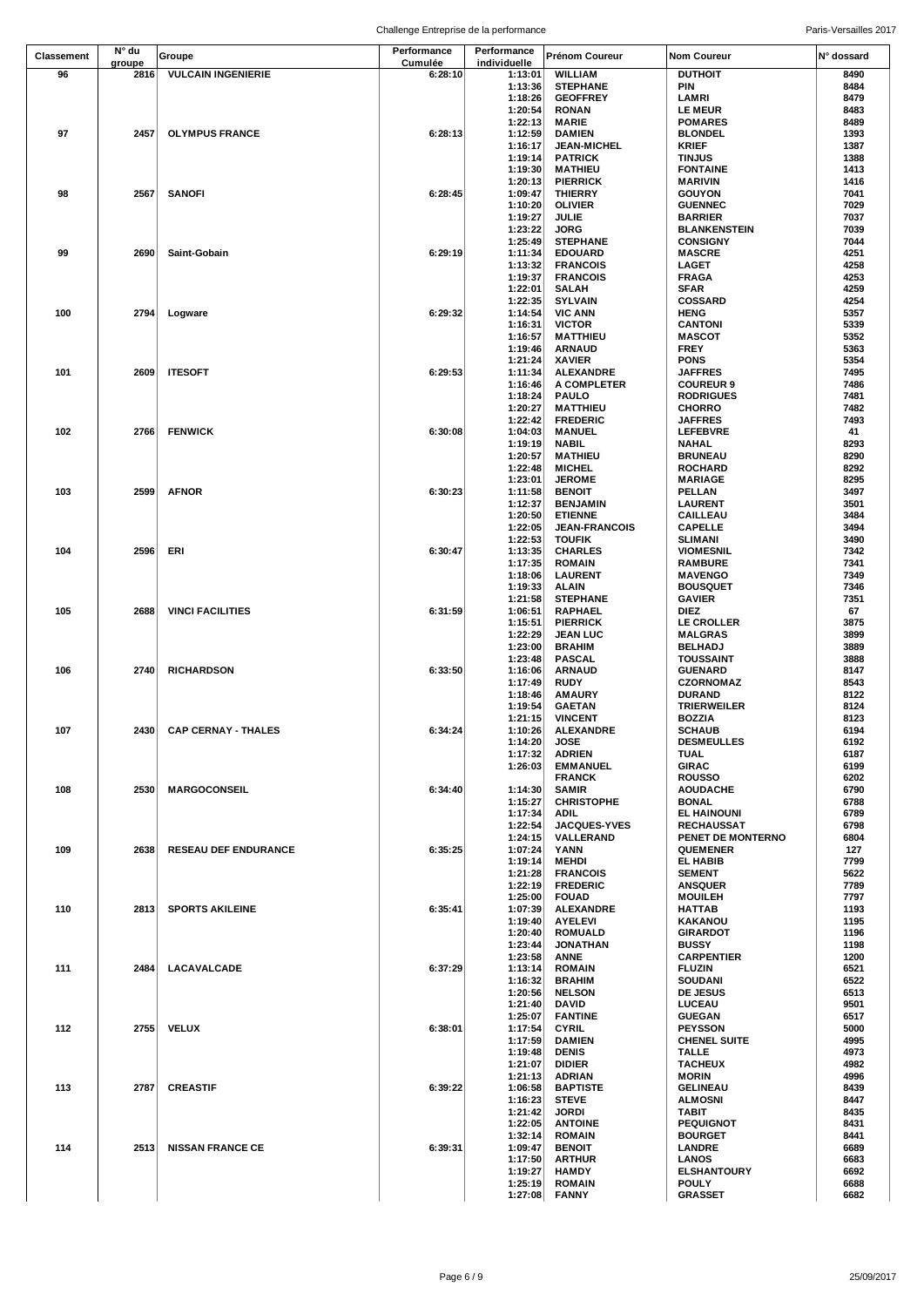| Classement | N° du groupe | Groupe | Performance Cumulée | Performance individuelle | Prénom Coureur | Nom Coureur | N° dossard |
|---|---|---|---|---|---|---|---|
| 96 | 2816 | VULCAIN INGENIERIE | 6:28:10 | 1:13:01 | WILLIAM | DUTHOIT | 8490 |
| | | | | 1:13:36 | STEPHANE | PIN | 8484 |
| | | | | 1:18:26 | GEOFFREY | LAMRI | 8479 |
| | | | | 1:20:54 | RONAN | LE MEUR | 8483 |
| | | | | 1:22:13 | MARIE | POMARES | 8489 |
| 97 | 2457 | OLYMPUS FRANCE | 6:28:13 | 1:12:59 | DAMIEN | BLONDEL | 1393 |
| | | | | 1:16:17 | JEAN-MICHEL | KRIEF | 1387 |
| | | | | 1:19:14 | PATRICK | TINJUS | 1388 |
| | | | | 1:19:30 | MATHIEU | FONTAINE | 1413 |
| | | | | 1:20:13 | PIERRICK | MARIVIN | 1416 |
| 98 | 2567 | SANOFI | 6:28:45 | 1:09:47 | THIERRY | GOUYON | 7041 |
| | | | | 1:10:20 | OLIVIER | GUENNEC | 7029 |
| | | | | 1:19:27 | JULIE | BARRIER | 7037 |
| | | | | 1:23:22 | JORG | BLANKENSTEIN | 7039 |
| | | | | 1:25:49 | STEPHANE | CONSIGNY | 7044 |
| 99 | 2690 | Saint-Gobain | 6:29:19 | 1:11:34 | EDOUARD | MASCRE | 4251 |
| | | | | 1:13:32 | FRANCOIS | LAGET | 4258 |
| | | | | 1:19:37 | FRANCOIS | FRAGA | 4253 |
| | | | | 1:22:01 | SALAH | SFAR | 4259 |
| | | | | 1:22:35 | SYLVAIN | COSSARD | 4254 |
| 100 | 2794 | Logware | 6:29:32 | 1:14:54 | VIC ANN | HENG | 5357 |
| | | | | 1:16:31 | VICTOR | CANTONI | 5339 |
| | | | | 1:16:57 | MATTHIEU | MASCOT | 5352 |
| | | | | 1:19:46 | ARNAUD | FREY | 5363 |
| | | | | 1:21:24 | XAVIER | PONS | 5354 |
| 101 | 2609 | ITESOFT | 6:29:53 | 1:11:34 | ALEXANDRE | JAFFRES | 7495 |
| | | | | 1:16:46 | A COMPLETER | COUREUR 9 | 7486 |
| | | | | 1:18:24 | PAULO | RODRIGUES | 7481 |
| | | | | 1:20:27 | MATTHIEU | CHORRO | 7482 |
| | | | | 1:22:42 | FREDERIC | JAFFRES | 7493 |
| 102 | 2766 | FENWICK | 6:30:08 | 1:04:03 | MANUEL | LEFEBVRE | 41 |
| | | | | 1:19:19 | NABIL | NAHAL | 8293 |
| | | | | 1:20:57 | MATHIEU | BRUNEAU | 8290 |
| | | | | 1:22:48 | MICHEL | ROCHARD | 8292 |
| | | | | 1:23:01 | JEROME | MARIAGE | 8295 |
| 103 | 2599 | AFNOR | 6:30:23 | 1:11:58 | BENOIT | PELLAN | 3497 |
| | | | | 1:12:37 | BENJAMIN | LAURENT | 3501 |
| | | | | 1:20:50 | ETIENNE | CAILLEAU | 3484 |
| | | | | 1:22:05 | JEAN-FRANCOIS | CAPELLE | 3494 |
| | | | | 1:22:53 | TOUFIK | SLIMANI | 3490 |
| 104 | 2596 | ERI | 6:30:47 | 1:13:35 | CHARLES | VIOMESNIL | 7342 |
| | | | | 1:17:35 | ROMAIN | RAMBURE | 7341 |
| | | | | 1:18:06 | LAURENT | MAVENGO | 7349 |
| | | | | 1:19:33 | ALAIN | BOUSQUET | 7346 |
| | | | | 1:21:58 | STEPHANE | GAVIER | 7351 |
| 105 | 2688 | VINCI FACILITIES | 6:31:59 | 1:06:51 | RAPHAEL | DIEZ | 67 |
| | | | | 1:15:51 | PIERRICK | LE CROLLER | 3875 |
| | | | | 1:22:29 | JEAN LUC | MALGRAS | 3899 |
| | | | | 1:23:00 | BRAHIM | BELHADJ | 3889 |
| | | | | 1:23:48 | PASCAL | TOUSSAINT | 3888 |
| 106 | 2740 | RICHARDSON | 6:33:50 | 1:16:06 | ARNAUD | GUENARD | 8147 |
| | | | | 1:17:49 | RUDY | CZORNOMAZ | 8543 |
| | | | | 1:18:46 | AMAURY | DURAND | 8122 |
| | | | | 1:19:54 | GAETAN | TRIERWEILER | 8124 |
| | | | | 1:21:15 | VINCENT | BOZZIA | 8123 |
| 107 | 2430 | CAP CERNAY - THALES | 6:34:24 | 1:10:26 | ALEXANDRE | SCHAUB | 6194 |
| | | | | 1:14:20 | JOSE | DESMEULLES | 6192 |
| | | | | 1:17:32 | ADRIEN | TUAL | 6187 |
| | | | | 1:26:03 | EMMANUEL | GIRAC | 6199 |
| | | | | | FRANCK | ROUSSO | 6202 |
| 108 | 2530 | MARGOCONSEIL | 6:34:40 | 1:14:30 | SAMIR | AOUDACHE | 6790 |
| | | | | 1:15:27 | CHRISTOPHE | BONAL | 6788 |
| | | | | 1:17:34 | ADIL | EL HAINOUNI | 6789 |
| | | | | 1:22:54 | JACQUES-YVES | RECHAUSSAT | 6798 |
| | | | | 1:24:15 | VALLERAND | PENET DE MONTERNO | 6804 |
| 109 | 2638 | RESEAU DEF ENDURANCE | 6:35:25 | 1:07:24 | YANN | QUEMENER | 127 |
| | | | | 1:19:14 | MEHDI | EL HABIB | 7799 |
| | | | | 1:21:28 | FRANCOIS | SEMENT | 5622 |
| | | | | 1:22:19 | FREDERIC | ANSQUER | 7789 |
| | | | | 1:25:00 | FOUAD | MOUILEH | 7797 |
| 110 | 2813 | SPORTS AKILEINE | 6:35:41 | 1:07:39 | ALEXANDRE | HATTAB | 1193 |
| | | | | 1:19:40 | AYELEVI | KAKANOU | 1195 |
| | | | | 1:20:40 | ROMUALD | GIRARDOT | 1196 |
| | | | | 1:23:44 | JONATHAN | BUSSY | 1198 |
| | | | | 1:23:58 | ANNE | CARPENTIER | 1200 |
| 111 | 2484 | LACAVALCADE | 6:37:29 | 1:13:14 | ROMAIN | FLUZIN | 6521 |
| | | | | 1:16:32 | BRAHIM | SOUDANI | 6522 |
| | | | | 1:20:56 | NELSON | DE JESUS | 6513 |
| | | | | 1:21:40 | DAVID | LUCEAU | 9501 |
| | | | | 1:25:07 | FANTINE | GUEGAN | 6517 |
| 112 | 2755 | VELUX | 6:38:01 | 1:17:54 | CYRIL | PEYSSON | 5000 |
| | | | | 1:17:59 | DAMIEN | CHENEL SUITE | 4995 |
| | | | | 1:19:48 | DENIS | TALLE | 4973 |
| | | | | 1:21:07 | DIDIER | TACHEUX | 4982 |
| | | | | 1:21:13 | ADRIAN | MORIN | 4996 |
| 113 | 2787 | CREASTIF | 6:39:22 | 1:06:58 | BAPTISTE | GELINEAU | 8439 |
| | | | | 1:16:23 | STEVE | ALMOSNI | 8447 |
| | | | | 1:21:42 | JORDI | TABIT | 8435 |
| | | | | 1:22:05 | ANTOINE | PEQUIGNOT | 8431 |
| | | | | 1:32:14 | ROMAIN | BOURGET | 8441 |
| 114 | 2513 | NISSAN FRANCE CE | 6:39:31 | 1:09:47 | BENOIT | LANDRE | 6689 |
| | | | | 1:17:50 | ARTHUR | LANOS | 6683 |
| | | | | 1:19:27 | HAMDY | ELSHANTOURY | 6692 |
| | | | | 1:25:19 | ROMAIN | POULY | 6688 |
| | | | | 1:27:08 | FANNY | GRASSET | 6682 |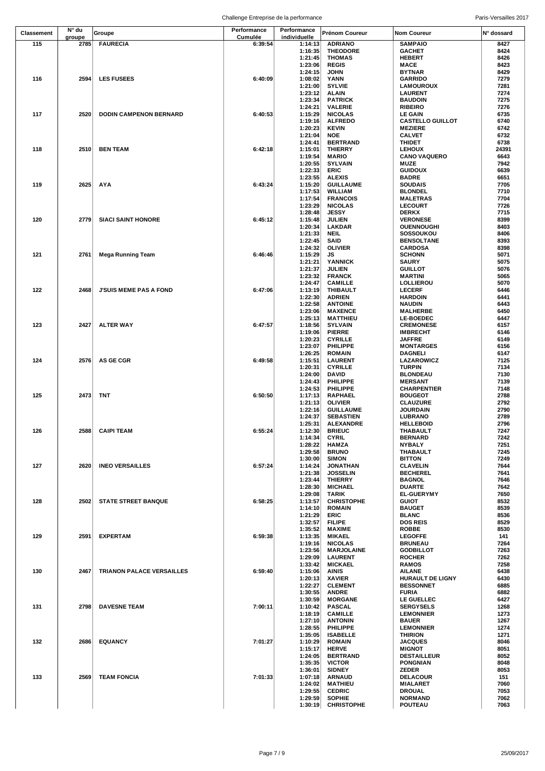| Classement | N° du groupe | Groupe | Performance Cumulée | Performance individuelle | Prénom Coureur | Nom Coureur | N° dossard |
|---|---|---|---|---|---|---|---|
| 115 | 2785 | FAURECIA | 6:39:54 | 1:14:13 | ADRIANO | SAMPAIO | 8427 |
| | | | | 1:16:35 | THEODORE | GACHET | 8424 |
| | | | | 1:21:45 | THOMAS | HEBERT | 8426 |
| | | | | 1:23:06 | REGIS | MACE | 8423 |
| | | | | 1:24:15 | JOHN | BYTNAR | 8429 |
| 116 | 2594 | LES FUSEES | 6:40:09 | 1:08:02 | YANN | GARRIDO | 7279 |
| | | | | 1:21:00 | SYLVIE | LAMOUROUX | 7281 |
| | | | | 1:23:12 | ALAIN | LAURENT | 7274 |
| | | | | 1:23:34 | PATRICK | BAUDOIN | 7275 |
| | | | | 1:24:21 | VALERIE | RIBEIRO | 7276 |
| 117 | 2520 | DODIN CAMPENON BERNARD | 6:40:53 | 1:15:29 | NICOLAS | LE GAIN | 6735 |
| | | | | 1:19:16 | ALFREDO | CASTELLO GUILLOT | 6740 |
| | | | | 1:20:23 | KEVIN | MEZIERE | 6742 |
| | | | | 1:21:04 | NOE | CALVET | 6732 |
| | | | | 1:24:41 | BERTRAND | THIDET | 6738 |
| 118 | 2510 | BEN TEAM | 6:42:18 | 1:15:01 | THIERRY | LEHOUX | 24391 |
| | | | | 1:19:54 | MARIO | CANO VAQUERO | 6643 |
| | | | | 1:20:55 | SYLVAIN | MUZE | 7942 |
| | | | | 1:22:33 | ERIC | GUIDOUX | 6639 |
| | | | | 1:23:55 | ALEXIS | BADRE | 6651 |
| 119 | 2625 | AYA | 6:43:24 | 1:15:20 | GUILLAUME | SOUDAIS | 7705 |
| | | | | 1:17:53 | WILLIAM | BLONDEL | 7710 |
| | | | | 1:17:54 | FRANCOIS | MALETRAS | 7704 |
| | | | | 1:23:29 | NICOLAS | LECOURT | 7726 |
| | | | | 1:28:48 | JESSY | DERKX | 7715 |
| 120 | 2779 | SIACI SAINT HONORE | 6:45:12 | 1:15:48 | JULIEN | VERONESE | 8399 |
| | | | | 1:20:34 | LAKDAR | OUENNOUGHI | 8403 |
| | | | | 1:21:33 | NEIL | SOSSOUKOU | 8406 |
| | | | | 1:22:45 | SAID | BENSOLTANE | 8393 |
| | | | | 1:24:32 | OLIVIER | CARDOSA | 8398 |
| 121 | 2761 | Mega Running Team | 6:46:46 | 1:15:29 | JS | SCHONN | 5071 |
| | | | | 1:21:21 | YANNICK | SAURY | 5075 |
| | | | | 1:21:37 | JULIEN | GUILLOT | 5076 |
| | | | | 1:23:32 | FRANCK | MARTINI | 5065 |
| | | | | 1:24:47 | CAMILLE | LOLLIEROU | 5070 |
| 122 | 2468 | J'SUIS MEME PAS A FOND | 6:47:06 | 1:13:19 | THIBAULT | LECERF | 6446 |
| | | | | 1:22:30 | ADRIEN | HARDOIN | 6441 |
| | | | | 1:22:58 | ANTOINE | NAUDIN | 6443 |
| | | | | 1:23:06 | MAXENCE | MALHERBE | 6450 |
| | | | | 1:25:13 | MATTHIEU | LE-BOEDEC | 6447 |
| 123 | 2427 | ALTER WAY | 6:47:57 | 1:18:56 | SYLVAIN | CREMONESE | 6157 |
| | | | | 1:19:06 | PIERRE | IMBRECHT | 6146 |
| | | | | 1:20:23 | CYRILLE | JAFFRE | 6149 |
| | | | | 1:23:07 | PHILIPPE | MONTARGES | 6156 |
| | | | | 1:26:25 | ROMAIN | DAGNELI | 6147 |
| 124 | 2576 | AS GE CGR | 6:49:58 | 1:15:51 | LAURENT | LAZAROWICZ | 7125 |
| | | | | 1:20:31 | CYRILLE | TURPIN | 7134 |
| | | | | 1:24:00 | DAVID | BLONDEAU | 7130 |
| | | | | 1:24:43 | PHILIPPE | MERSANT | 7139 |
| | | | | 1:24:53 | PHILIPPE | CHARPENTIER | 7148 |
| 125 | 2473 | TNT | 6:50:50 | 1:17:13 | RAPHAEL | BOUGEOT | 2788 |
| | | | | 1:21:13 | OLIVIER | CLAUZURE | 2792 |
| | | | | 1:22:16 | GUILLAUME | JOURDAIN | 2790 |
| | | | | 1:24:37 | SEBASTIEN | LUBRANO | 2789 |
| | | | | 1:25:31 | ALEXANDRE | HELLEBOID | 2796 |
| 126 | 2588 | CAIPI TEAM | 6:55:24 | 1:12:30 | BRIEUC | THABAULT | 7247 |
| | | | | 1:14:34 | CYRIL | BERNARD | 7242 |
| | | | | 1:28:22 | HAMZA | NYBALY | 7251 |
| | | | | 1:29:58 | BRUNO | THABAULT | 7245 |
| | | | | 1:30:00 | SIMON | BITTON | 7249 |
| 127 | 2620 | INEO VERSAILLES | 6:57:24 | 1:14:24 | JONATHAN | CLAVELIN | 7644 |
| | | | | 1:21:38 | JOSSELIN | BECHEREL | 7641 |
| | | | | 1:23:44 | THIERRY | BAGNOL | 7646 |
| | | | | 1:28:30 | MICHAEL | DUARTE | 7642 |
| | | | | 1:29:08 | TARIK | EL-GUERYMY | 7650 |
| 128 | 2502 | STATE STREET BANQUE | 6:58:25 | 1:13:57 | CHRISTOPHE | GUIOT | 8532 |
| | | | | 1:14:10 | ROMAIN | BAUGET | 8539 |
| | | | | 1:21:29 | ERIC | BLANC | 8536 |
| | | | | 1:32:57 | FILIPE | DOS REIS | 8529 |
| | | | | 1:35:52 | MAXIME | ROBBE | 8530 |
| 129 | 2591 | EXPERTAM | 6:59:38 | 1:13:35 | MIKAEL | LEGOFFE | 141 |
| | | | | 1:19:16 | NICOLAS | BRUNEAU | 7264 |
| | | | | 1:23:56 | MARJOLAINE | GODBILLOT | 7263 |
| | | | | 1:29:09 | LAURENT | ROCHER | 7262 |
| | | | | 1:33:42 | MICKAEL | RAMOS | 7258 |
| 130 | 2467 | TRIANON PALACE VERSAILLES | 6:59:40 | 1:15:06 | AINIS | AILANE | 6438 |
| | | | | 1:20:13 | XAVIER | HURAULT DE LIGNY | 6430 |
| | | | | 1:22:27 | CLEMENT | BESSONNET | 6885 |
| | | | | 1:30:55 | ANDRE | FURIA | 6882 |
| | | | | 1:30:59 | MORGANE | LE GUELLEC | 6427 |
| 131 | 2798 | DAVESNE TEAM | 7:00:11 | 1:10:42 | PASCAL | SERGYSELS | 1268 |
| | | | | 1:18:19 | CAMILLE | LEMONNIER | 1273 |
| | | | | 1:27:10 | ANTONIN | BAUER | 1267 |
| | | | | 1:28:55 | PHILIPPE | LEMONNIER | 1274 |
| | | | | 1:35:05 | ISABELLE | THIRION | 1271 |
| 132 | 2686 | EQUANCY | 7:01:27 | 1:10:29 | ROMAIN | JACQUES | 8046 |
| | | | | 1:15:17 | HERVE | MIGNOT | 8051 |
| | | | | 1:24:05 | BERTRAND | DESTAILLEUR | 8052 |
| | | | | 1:35:35 | VICTOR | PONGNIAN | 8048 |
| | | | | 1:36:01 | SIDNEY | ZEDER | 8053 |
| 133 | 2569 | TEAM FONCIA | 7:01:33 | 1:07:18 | ARNAUD | DELACOUR | 151 |
| | | | | 1:24:02 | MATHIEU | MIALARET | 7060 |
| | | | | 1:29:55 | CEDRIC | DROUAL | 7053 |
| | | | | 1:29:59 | SOPHIE | NORMAND | 7062 |
| | | | | 1:30:19 | CHRISTOPHE | POUTEAU | 7063 |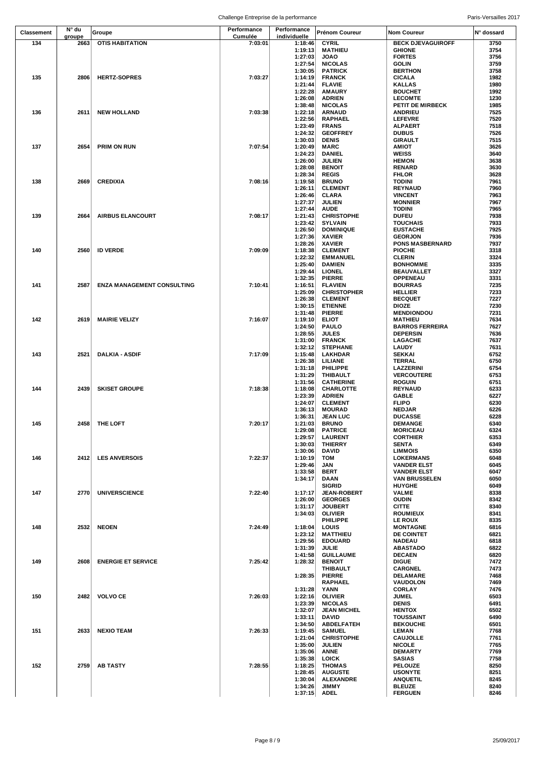| Classement | N° du groupe | Groupe | Performance Cumulée | Performance individuelle | Prénom Coureur | Nom Coureur | N° dossard |
|---|---|---|---|---|---|---|---|
| 134 | 2663 | OTIS HABITATION | 7:03:01 | 1:18:46 | CYRIL | BECK DJEVAGUIROFF | 3750 |
| | | | | 1:19:13 | MATHIEU | GHIONE | 3754 |
| | | | | 1:27:03 | JOAO | FORTES | 3756 |
| | | | | 1:27:54 | NICOLAS | GOLIN | 3759 |
| | | | | 1:30:05 | PATRICK | BERTHON | 3758 |
| 135 | 2806 | HERTZ-SOPRES | 7:03:27 | 1:14:19 | FRANCK | CICALA | 1982 |
| | | | | 1:21:44 | FLAVIE | KALLAS | 1980 |
| | | | | 1:22:28 | AMAURY | BOUCHET | 1992 |
| | | | | 1:26:08 | ADRIEN | LECOMTE | 1230 |
| | | | | 1:38:48 | NICOLAS | PETIT DE MIRBECK | 1985 |
| 136 | 2611 | NEW HOLLAND | 7:03:38 | 1:22:18 | ARNAUD | ANDRIEU | 7525 |
| | | | | 1:22:56 | RAPHAEL | LEFEVRE | 7520 |
| | | | | 1:23:49 | FRANS | ALPAERT | 7518 |
| | | | | 1:24:32 | GEOFFREY | DUBUS | 7526 |
| | | | | 1:30:03 | DENIS | GIRAULT | 7515 |
| 137 | 2654 | PRIM ON RUN | 7:07:54 | 1:20:49 | MARC | AMIOT | 3626 |
| | | | | 1:24:23 | DANIEL | WEISS | 3640 |
| | | | | 1:26:00 | JULIEN | HEMON | 3638 |
| | | | | 1:28:08 | BENOIT | RENARD | 3630 |
| | | | | 1:28:34 | REGIS | FHLOR | 3628 |
| 138 | 2669 | CREDIXIA | 7:08:16 | 1:19:58 | BRUNO | TODINI | 7961 |
| | | | | 1:26:11 | CLEMENT | REYNAUD | 7960 |
| | | | | 1:26:46 | CLARA | VINCENT | 7963 |
| | | | | 1:27:37 | JULIEN | MONNIER | 7967 |
| | | | | 1:27:44 | AUDE | TODINI | 7965 |
| 139 | 2664 | AIRBUS ELANCOURT | 7:08:17 | 1:21:43 | CHRISTOPHE | DUFEU | 7938 |
| | | | | 1:23:42 | SYLVAIN | TOUCHAIS | 7933 |
| | | | | 1:26:50 | DOMINIQUE | EUSTACHE | 7925 |
| | | | | 1:27:36 | XAVIER | GEORJON | 7936 |
| | | | | 1:28:26 | XAVIER | PONS MASBERNARD | 7937 |
| 140 | 2560 | ID VERDE | 7:09:09 | 1:18:38 | CLEMENT | PIOCHE | 3318 |
| | | | | 1:22:32 | EMMANUEL | CLERIN | 3324 |
| | | | | 1:25:40 | DAMIEN | BONHOMME | 3335 |
| | | | | 1:29:44 | LIONEL | BEAUVALLET | 3327 |
| | | | | 1:32:35 | PIERRE | OPPENEAU | 3331 |
| 141 | 2587 | ENZA MANAGEMENT CONSULTING | 7:10:41 | 1:16:51 | FLAVIEN | BOURRAS | 7235 |
| | | | | 1:25:09 | CHRISTOPHER | HELLIER | 7233 |
| | | | | 1:26:38 | CLEMENT | BECQUET | 7227 |
| | | | | 1:30:15 | ETIENNE | DIOZE | 7230 |
| | | | | 1:31:48 | PIERRE | MENDIONDOU | 7231 |
| 142 | 2619 | MAIRIE VELIZY | 7:16:07 | 1:19:10 | ELIOT | MATHIEU | 7634 |
| | | | | 1:24:50 | PAULO | BARROS FERREIRA | 7627 |
| | | | | 1:28:55 | JULES | DEPERSIN | 7636 |
| | | | | 1:31:00 | FRANCK | LAGACHE | 7637 |
| | | | | 1:32:12 | STEPHANE | LAUDY | 7631 |
| 143 | 2521 | DALKIA - ASDIF | 7:17:09 | 1:15:48 | LAKHDAR | SEKKAI | 6752 |
| | | | | 1:26:38 | LILIANE | TERRAL | 6750 |
| | | | | 1:31:18 | PHILIPPE | LAZZERINI | 6754 |
| | | | | 1:31:29 | THIBAULT | VERCOUTERE | 6753 |
| | | | | 1:31:56 | CATHERINE | ROGUIN | 6751 |
| 144 | 2439 | SKISET GROUPE | 7:18:38 | 1:18:08 | CHARLOTTE | REYNAUD | 6233 |
| | | | | 1:23:39 | ADRIEN | GABLE | 6227 |
| | | | | 1:24:07 | CLEMENT | FLIPO | 6230 |
| | | | | 1:36:13 | MOURAD | NEDJAR | 6226 |
| | | | | 1:36:31 | JEAN LUC | DUCASSE | 6228 |
| 145 | 2458 | THE LOFT | 7:20:17 | 1:21:03 | BRUNO | DEMANGE | 6340 |
| | | | | 1:29:08 | PATRICE | MORICEAU | 6324 |
| | | | | 1:29:57 | LAURENT | CORTHIER | 6353 |
| | | | | 1:30:03 | THIERRY | SENTA | 6349 |
| | | | | 1:30:06 | DAVID | LIMMOIS | 6350 |
| 146 | 2412 | LES ANVERSOIS | 7:22:37 | 1:10:19 | TOM | LOKERMANS | 6048 |
| | | | | 1:29:46 | JAN | VANDER ELST | 6045 |
| | | | | 1:33:58 | BERT | VANDER ELST | 6047 |
| | | | | 1:34:17 | DAAN | VAN BRUSSELEN | 6050 |
| | | | | | SIGRID | HUYGHE | 6049 |
| 147 | 2770 | UNIVERSCIENCE | 7:22:40 | 1:17:17 | JEAN-ROBERT | VALME | 8338 |
| | | | | 1:26:00 | GEORGES | OUDIN | 8342 |
| | | | | 1:31:17 | JOUBERT | CITTE | 8340 |
| | | | | 1:34:03 | OLIVIER | ROUMIEUX | 8341 |
| | | | | | PHILIPPE | LE ROUX | 8335 |
| 148 | 2532 | NEOEN | 7:24:49 | 1:18:04 | LOUIS | MONTAGNE | 6816 |
| | | | | 1:23:12 | MATTHIEU | DE COINTET | 6821 |
| | | | | 1:29:56 | EDOUARD | NADEAU | 6818 |
| | | | | 1:31:39 | JULIE | ABASTADO | 6822 |
| | | | | 1:41:58 | GUILLAUME | DECAEN | 6820 |
| 149 | 2608 | ENERGIE ET SERVICE | 7:25:42 | 1:28:32 | BENOIT | DIGUE | 7472 |
| | | | | | THIBAULT | CARGNEL | 7473 |
| | | | | 1:28:35 | PIERRE | DELAMARE | 7468 |
| | | | | | RAPHAEL | VAUDOLON | 7469 |
| | | | | 1:31:28 | YANN | CORLAY | 7476 |
| 150 | 2482 | VOLVO CE | 7:26:03 | 1:22:16 | OLIVIER | JUMEL | 6503 |
| | | | | 1:23:39 | NICOLAS | DENIS | 6491 |
| | | | | 1:32:07 | JEAN MICHEL | HENTOX | 6502 |
| | | | | 1:33:11 | DAVID | TOUSSAINT | 6490 |
| | | | | 1:34:50 | ABDELFATEH | BEKOUCHE | 6501 |
| 151 | 2633 | NEXIO TEAM | 7:26:33 | 1:19:45 | SAMUEL | LEMAN | 7768 |
| | | | | 1:21:04 | CHRISTOPHE | CAUJOLLE | 7761 |
| | | | | 1:35:00 | JULIEN | NICOLE | 7765 |
| | | | | 1:35:06 | ANNE | DEMARTY | 7769 |
| | | | | 1:35:38 | LOICK | SASIAS | 7758 |
| 152 | 2759 | AB TASTY | 7:28:55 | 1:18:25 | THOMAS | PELOUZE | 8250 |
| | | | | 1:28:45 | AUGUSTE | USONYTE | 8251 |
| | | | | 1:30:04 | ALEXANDRE | ANQUETIL | 8245 |
| | | | | 1:34:26 | JIMMY | BLEUZE | 8240 |
| | | | | 1:37:15 | ADEL | FERGUEN | 8246 |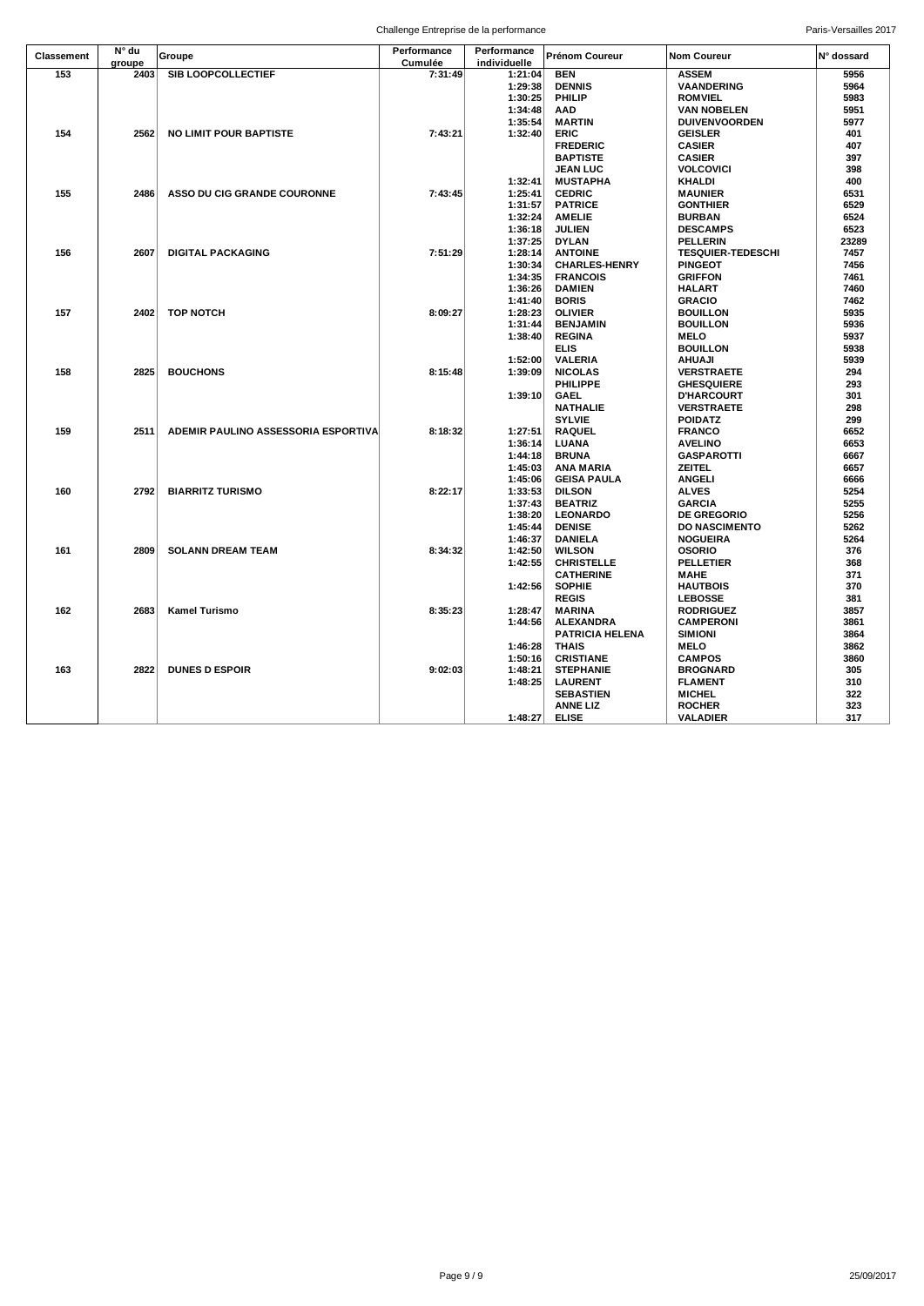| Classement | N° du groupe | Groupe | Performance Cumulée | Performance individuelle | Prénom Coureur | Nom Coureur | N° dossard |
|---|---|---|---|---|---|---|---|
| 153 | 2403 | SIB LOOPCOLLECTIEF | 7:31:49 | 1:21:04 | BEN | ASSEM | 5956 |
| | | | | 1:29:38 | DENNIS | VAANDERING | 5964 |
| | | | | 1:30:25 | PHILIP | ROMVIEL | 5983 |
| | | | | 1:34:48 | AAD | VAN NOBELEN | 5951 |
| | | | | 1:35:54 | MARTIN | DUIVENVOORDEN | 5977 |
| 154 | 2562 | NO LIMIT POUR BAPTISTE | 7:43:21 | 1:32:40 | ERIC | GEISLER | 401 |
| | | | | | FREDERIC | CASIER | 407 |
| | | | | | BAPTISTE | CASIER | 397 |
| | | | | | JEAN LUC | VOLCOVICI | 398 |
| | | | | 1:32:41 | MUSTAPHA | KHALDI | 400 |
| 155 | 2486 | ASSO DU CIG GRANDE COURONNE | 7:43:45 | 1:25:41 | CEDRIC | MAUNIER | 6531 |
| | | | | 1:31:57 | PATRICE | GONTHIER | 6529 |
| | | | | 1:32:24 | AMELIE | BURBAN | 6524 |
| | | | | 1:36:18 | JULIEN | DESCAMPS | 6523 |
| | | | | 1:37:25 | DYLAN | PELLERIN | 23289 |
| 156 | 2607 | DIGITAL PACKAGING | 7:51:29 | 1:28:14 | ANTOINE | TESQUIER-TEDESCHI | 7457 |
| | | | | 1:30:34 | CHARLES-HENRY | PINGEOT | 7456 |
| | | | | 1:34:35 | FRANCOIS | GRIFFON | 7461 |
| | | | | 1:36:26 | DAMIEN | HALART | 7460 |
| | | | | 1:41:40 | BORIS | GRACIO | 7462 |
| 157 | 2402 | TOP NOTCH | 8:09:27 | 1:28:23 | OLIVIER | BOUILLON | 5935 |
| | | | | 1:31:44 | BENJAMIN | BOUILLON | 5936 |
| | | | | 1:38:40 | REGINA | MELO | 5937 |
| | | | | | ELIS | BOUILLON | 5938 |
| | | | | 1:52:00 | VALERIA | AHUAJI | 5939 |
| 158 | 2825 | BOUCHONS | 8:15:48 | 1:39:09 | NICOLAS | VERSTRAETE | 294 |
| | | | | | PHILIPPE | GHESQUIERE | 293 |
| | | | | 1:39:10 | GAEL | D'HARCOURT | 301 |
| | | | | | NATHALIE | VERSTRAETE | 298 |
| | | | | | SYLVIE | POIDATZ | 299 |
| 159 | 2511 | ADEMIR PAULINO ASSESSORIA ESPORTIVA | 8:18:32 | 1:27:51 | RAQUEL | FRANCO | 6652 |
| | | | | 1:36:14 | LUANA | AVELINO | 6653 |
| | | | | 1:44:18 | BRUNA | GASPAROTTI | 6667 |
| | | | | 1:45:03 | ANA MARIA | ZEITEL | 6657 |
| | | | | 1:45:06 | GEISA PAULA | ANGELI | 6666 |
| 160 | 2792 | BIARRITZ TURISMO | 8:22:17 | 1:33:53 | DILSON | ALVES | 5254 |
| | | | | 1:37:43 | BEATRIZ | GARCIA | 5255 |
| | | | | 1:38:20 | LEONARDO | DE GREGORIO | 5256 |
| | | | | 1:45:44 | DENISE | DO NASCIMENTO | 5262 |
| | | | | 1:46:37 | DANIELA | NOGUEIRA | 5264 |
| 161 | 2809 | SOLANN DREAM TEAM | 8:34:32 | 1:42:50 | WILSON | OSORIO | 376 |
| | | | | 1:42:55 | CHRISTELLE | PELLETIER | 368 |
| | | | | | CATHERINE | MAHE | 371 |
| | | | | 1:42:56 | SOPHIE | HAUTBOIS | 370 |
| | | | | | REGIS | LEBOSSE | 381 |
| 162 | 2683 | Kamel Turismo | 8:35:23 | 1:28:47 | MARINA | RODRIGUEZ | 3857 |
| | | | | 1:44:56 | ALEXANDRA | CAMPERONI | 3861 |
| | | | | | PATRICIA HELENA | SIMIONI | 3864 |
| | | | | 1:46:28 | THAIS | MELO | 3862 |
| | | | | 1:50:16 | CRISTIANE | CAMPOS | 3860 |
| 163 | 2822 | DUNES D ESPOIR | 9:02:03 | 1:48:21 | STEPHANIE | BROGNARD | 305 |
| | | | | 1:48:25 | LAURENT | FLAMENT | 310 |
| | | | | | SEBASTIEN | MICHEL | 322 |
| | | | | | ANNE LIZ | ROCHER | 323 |
| | | | | 1:48:27 | ELISE | VALADIER | 317 |